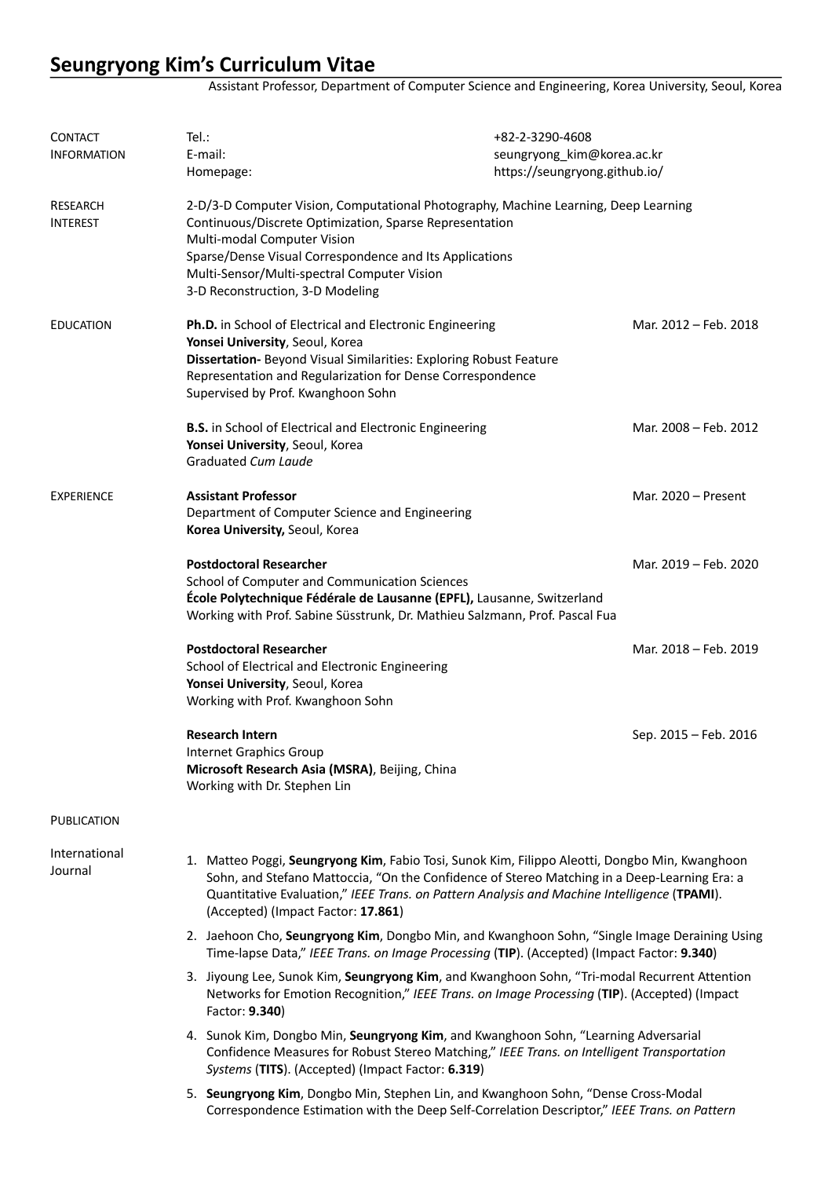# Seungryong Kim's Curriculum Vitae

Assistant Professor, Department of Computer Science and Engineering, Korea University, Seoul, Korea

## CONTACT INFORMATION

| | |
|---|---|
| Tel.: | +82-2-3290-4608 |
| E-mail: | seungryong_kim@korea.ac.kr |
| Homepage: | https://seungryong.github.io/ |

## RESEARCH INTEREST

2-D/3-D Computer Vision, Computational Photography, Machine Learning, Deep Learning
Continuous/Discrete Optimization, Sparse Representation
Multi-modal Computer Vision
Sparse/Dense Visual Correspondence and Its Applications
Multi-Sensor/Multi-spectral Computer Vision
3-D Reconstruction, 3-D Modeling

## EDUCATION

**Ph.D.** in School of Electrical and Electronic Engineering — Mar. 2012 – Feb. 2018
**Yonsei University**, Seoul, Korea
**Dissertation-** Beyond Visual Similarities: Exploring Robust Feature Representation and Regularization for Dense Correspondence
Supervised by Prof. Kwanghoon Sohn

**B.S.** in School of Electrical and Electronic Engineering — Mar. 2008 – Feb. 2012
**Yonsei University**, Seoul, Korea
Graduated *Cum Laude*

## EXPERIENCE

**Assistant Professor** — Mar. 2020 – Present
Department of Computer Science and Engineering
**Korea University,** Seoul, Korea

**Postdoctoral Researcher** — Mar. 2019 – Feb. 2020
School of Computer and Communication Sciences
**École Polytechnique Fédérale de Lausanne (EPFL),** Lausanne, Switzerland
Working with Prof. Sabine Süsstrunk, Dr. Mathieu Salzmann, Prof. Pascal Fua

**Postdoctoral Researcher** — Mar. 2018 – Feb. 2019
School of Electrical and Electronic Engineering
**Yonsei University**, Seoul, Korea
Working with Prof. Kwanghoon Sohn

**Research Intern** — Sep. 2015 – Feb. 2016
Internet Graphics Group
**Microsoft Research Asia (MSRA)**, Beijing, China
Working with Dr. Stephen Lin

## PUBLICATION

### International Journal

1. Matteo Poggi, **Seungryong Kim**, Fabio Tosi, Sunok Kim, Filippo Aleotti, Dongbo Min, Kwanghoon Sohn, and Stefano Mattoccia, "On the Confidence of Stereo Matching in a Deep-Learning Era: a Quantitative Evaluation," *IEEE Trans. on Pattern Analysis and Machine Intelligence* (**TPAMI**). (Accepted) (Impact Factor: **17.861**)
2. Jaehoon Cho, **Seungryong Kim**, Dongbo Min, and Kwanghoon Sohn, "Single Image Deraining Using Time-lapse Data," *IEEE Trans. on Image Processing* (**TIP**). (Accepted) (Impact Factor: **9.340**)
3. Jiyoung Lee, Sunok Kim, **Seungryong Kim**, and Kwanghoon Sohn, "Tri-modal Recurrent Attention Networks for Emotion Recognition," *IEEE Trans. on Image Processing* (**TIP**). (Accepted) (Impact Factor: **9.340**)
4. Sunok Kim, Dongbo Min, **Seungryong Kim**, and Kwanghoon Sohn, "Learning Adversarial Confidence Measures for Robust Stereo Matching," *IEEE Trans. on Intelligent Transportation Systems* (**TITS**). (Accepted) (Impact Factor: **6.319**)
5. **Seungryong Kim**, Dongbo Min, Stephen Lin, and Kwanghoon Sohn, "Dense Cross-Modal Correspondence Estimation with the Deep Self-Correlation Descriptor," *IEEE Trans. on Pattern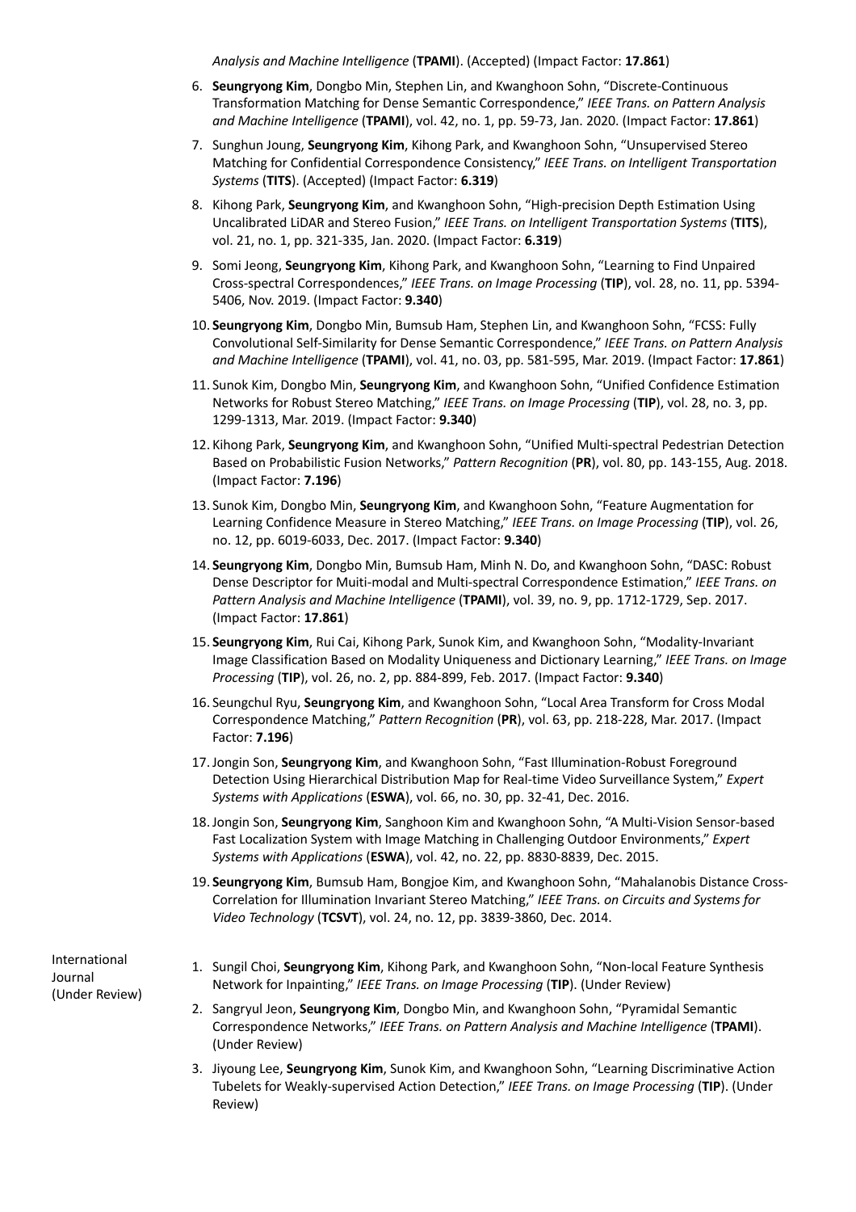*Analysis and Machine Intelligence* (**TPAMI**). (Accepted) (Impact Factor: **17.861**)

6. **Seungryong Kim**, Dongbo Min, Stephen Lin, and Kwanghoon Sohn, "Discrete-Continuous Transformation Matching for Dense Semantic Correspondence," *IEEE Trans. on Pattern Analysis and Machine Intelligence* (**TPAMI**), vol. 42, no. 1, pp. 59-73, Jan. 2020. (Impact Factor: **17.861**)
7. Sunghun Joung, **Seungryong Kim**, Kihong Park, and Kwanghoon Sohn, "Unsupervised Stereo Matching for Confidential Correspondence Consistency," *IEEE Trans. on Intelligent Transportation Systems* (**TITS**). (Accepted) (Impact Factor: **6.319**)
8. Kihong Park, **Seungryong Kim**, and Kwanghoon Sohn, "High-precision Depth Estimation Using Uncalibrated LiDAR and Stereo Fusion," *IEEE Trans. on Intelligent Transportation Systems* (**TITS**), vol. 21, no. 1, pp. 321-335, Jan. 2020. (Impact Factor: **6.319**)
9. Somi Jeong, **Seungryong Kim**, Kihong Park, and Kwanghoon Sohn, "Learning to Find Unpaired Cross-spectral Correspondences," *IEEE Trans. on Image Processing* (**TIP**), vol. 28, no. 11, pp. 5394-5406, Nov. 2019. (Impact Factor: **9.340**)
10. **Seungryong Kim**, Dongbo Min, Bumsub Ham, Stephen Lin, and Kwanghoon Sohn, "FCSS: Fully Convolutional Self-Similarity for Dense Semantic Correspondence," *IEEE Trans. on Pattern Analysis and Machine Intelligence* (**TPAMI**), vol. 41, no. 03, pp. 581-595, Mar. 2019. (Impact Factor: **17.861**)
11. Sunok Kim, Dongbo Min, **Seungryong Kim**, and Kwanghoon Sohn, "Unified Confidence Estimation Networks for Robust Stereo Matching," *IEEE Trans. on Image Processing* (**TIP**), vol. 28, no. 3, pp. 1299-1313, Mar. 2019. (Impact Factor: **9.340**)
12. Kihong Park, **Seungryong Kim**, and Kwanghoon Sohn, "Unified Multi-spectral Pedestrian Detection Based on Probabilistic Fusion Networks," *Pattern Recognition* (**PR**), vol. 80, pp. 143-155, Aug. 2018. (Impact Factor: **7.196**)
13. Sunok Kim, Dongbo Min, **Seungryong Kim**, and Kwanghoon Sohn, "Feature Augmentation for Learning Confidence Measure in Stereo Matching," *IEEE Trans. on Image Processing* (**TIP**), vol. 26, no. 12, pp. 6019-6033, Dec. 2017. (Impact Factor: **9.340**)
14. **Seungryong Kim**, Dongbo Min, Bumsub Ham, Minh N. Do, and Kwanghoon Sohn, "DASC: Robust Dense Descriptor for Muiti-modal and Multi-spectral Correspondence Estimation," *IEEE Trans. on Pattern Analysis and Machine Intelligence* (**TPAMI**), vol. 39, no. 9, pp. 1712-1729, Sep. 2017. (Impact Factor: **17.861**)
15. **Seungryong Kim**, Rui Cai, Kihong Park, Sunok Kim, and Kwanghoon Sohn, "Modality-Invariant Image Classification Based on Modality Uniqueness and Dictionary Learning," *IEEE Trans. on Image Processing* (**TIP**), vol. 26, no. 2, pp. 884-899, Feb. 2017. (Impact Factor: **9.340**)
16. Seungchul Ryu, **Seungryong Kim**, and Kwanghoon Sohn, "Local Area Transform for Cross Modal Correspondence Matching," *Pattern Recognition* (**PR**), vol. 63, pp. 218-228, Mar. 2017. (Impact Factor: **7.196**)
17. Jongin Son, **Seungryong Kim**, and Kwanghoon Sohn, "Fast Illumination-Robust Foreground Detection Using Hierarchical Distribution Map for Real-time Video Surveillance System," *Expert Systems with Applications* (**ESWA**), vol. 66, no. 30, pp. 32-41, Dec. 2016.
18. Jongin Son, **Seungryong Kim**, Sanghoon Kim and Kwanghoon Sohn, "A Multi-Vision Sensor-based Fast Localization System with Image Matching in Challenging Outdoor Environments," *Expert Systems with Applications* (**ESWA**), vol. 42, no. 22, pp. 8830-8839, Dec. 2015.
19. **Seungryong Kim**, Bumsub Ham, Bongjoe Kim, and Kwanghoon Sohn, "Mahalanobis Distance Cross-Correlation for Illumination Invariant Stereo Matching," *IEEE Trans. on Circuits and Systems for Video Technology* (**TCSVT**), vol. 24, no. 12, pp. 3839-3860, Dec. 2014.

International Journal (Under Review)

1. Sungil Choi, **Seungryong Kim**, Kihong Park, and Kwanghoon Sohn, "Non-local Feature Synthesis Network for Inpainting," *IEEE Trans. on Image Processing* (**TIP**). (Under Review)
2. Sangryul Jeon, **Seungryong Kim**, Dongbo Min, and Kwanghoon Sohn, "Pyramidal Semantic Correspondence Networks," *IEEE Trans. on Pattern Analysis and Machine Intelligence* (**TPAMI**). (Under Review)
3. Jiyoung Lee, **Seungryong Kim**, Sunok Kim, and Kwanghoon Sohn, "Learning Discriminative Action Tubelets for Weakly-supervised Action Detection," *IEEE Trans. on Image Processing* (**TIP**). (Under Review)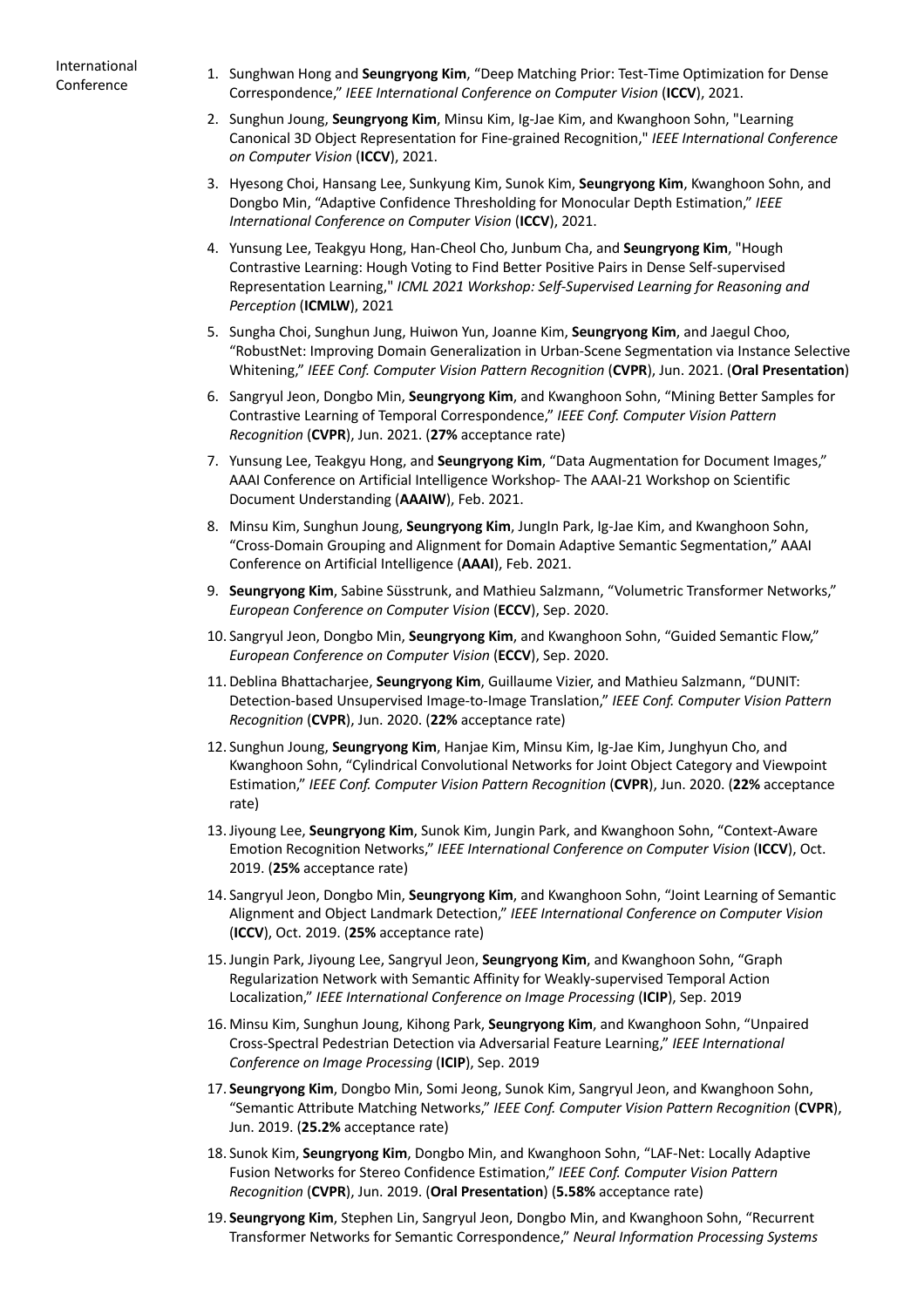International Conference

1. Sunghwan Hong and **Seungryong Kim**, “Deep Matching Prior: Test-Time Optimization for Dense Correspondence,” *IEEE International Conference on Computer Vision* (**ICCV**), 2021.
2. Sunghun Joung, **Seungryong Kim**, Minsu Kim, Ig-Jae Kim, and Kwanghoon Sohn, "Learning Canonical 3D Object Representation for Fine-grained Recognition," *IEEE International Conference on Computer Vision* (**ICCV**), 2021.
3. Hyesong Choi, Hansang Lee, Sunkyung Kim, Sunok Kim, **Seungryong Kim**, Kwanghoon Sohn, and Dongbo Min, “Adaptive Confidence Thresholding for Monocular Depth Estimation,” *IEEE International Conference on Computer Vision* (**ICCV**), 2021.
4. Yunsung Lee, Teakgyu Hong, Han-Cheol Cho, Junbum Cha, and **Seungryong Kim**, "Hough Contrastive Learning: Hough Voting to Find Better Positive Pairs in Dense Self-supervised Representation Learning," *ICML 2021 Workshop: Self-Supervised Learning for Reasoning and Perception* (**ICMLW**), 2021
5. Sungha Choi, Sunghun Jung, Huiwon Yun, Joanne Kim, **Seungryong Kim**, and Jaegul Choo, “RobustNet: Improving Domain Generalization in Urban-Scene Segmentation via Instance Selective Whitening,” *IEEE Conf. Computer Vision Pattern Recognition* (**CVPR**), Jun. 2021. (**Oral Presentation**)
6. Sangryul Jeon, Dongbo Min, **Seungryong Kim**, and Kwanghoon Sohn, “Mining Better Samples for Contrastive Learning of Temporal Correspondence,” *IEEE Conf. Computer Vision Pattern Recognition* (**CVPR**), Jun. 2021. (**27%** acceptance rate)
7. Yunsung Lee, Teakgyu Hong, and **Seungryong Kim**, “Data Augmentation for Document Images,” AAAI Conference on Artificial Intelligence Workshop- The AAAI-21 Workshop on Scientific Document Understanding (**AAAIW**), Feb. 2021.
8. Minsu Kim, Sunghun Joung, **Seungryong Kim**, JungIn Park, Ig-Jae Kim, and Kwanghoon Sohn, “Cross-Domain Grouping and Alignment for Domain Adaptive Semantic Segmentation,” AAAI Conference on Artificial Intelligence (**AAAI**), Feb. 2021.
9. **Seungryong Kim**, Sabine Süsstrunk, and Mathieu Salzmann, “Volumetric Transformer Networks,” *European Conference on Computer Vision* (**ECCV**), Sep. 2020.
10. Sangryul Jeon, Dongbo Min, **Seungryong Kim**, and Kwanghoon Sohn, “Guided Semantic Flow,” *European Conference on Computer Vision* (**ECCV**), Sep. 2020.
11. Deblina Bhattacharjee, **Seungryong Kim**, Guillaume Vizier, and Mathieu Salzmann, “DUNIT: Detection-based Unsupervised Image-to-Image Translation,” *IEEE Conf. Computer Vision Pattern Recognition* (**CVPR**), Jun. 2020. (**22%** acceptance rate)
12. Sunghun Joung, **Seungryong Kim**, Hanjae Kim, Minsu Kim, Ig-Jae Kim, Junghyun Cho, and Kwanghoon Sohn, “Cylindrical Convolutional Networks for Joint Object Category and Viewpoint Estimation,” *IEEE Conf. Computer Vision Pattern Recognition* (**CVPR**), Jun. 2020. (**22%** acceptance rate)
13. Jiyoung Lee, **Seungryong Kim**, Sunok Kim, Jungin Park, and Kwanghoon Sohn, “Context-Aware Emotion Recognition Networks,” *IEEE International Conference on Computer Vision* (**ICCV**), Oct. 2019. (**25%** acceptance rate)
14. Sangryul Jeon, Dongbo Min, **Seungryong Kim**, and Kwanghoon Sohn, “Joint Learning of Semantic Alignment and Object Landmark Detection,” *IEEE International Conference on Computer Vision* (**ICCV**), Oct. 2019. (**25%** acceptance rate)
15. Jungin Park, Jiyoung Lee, Sangryul Jeon, **Seungryong Kim**, and Kwanghoon Sohn, “Graph Regularization Network with Semantic Affinity for Weakly-supervised Temporal Action Localization,” *IEEE International Conference on Image Processing* (**ICIP**), Sep. 2019
16. Minsu Kim, Sunghun Joung, Kihong Park, **Seungryong Kim**, and Kwanghoon Sohn, “Unpaired Cross-Spectral Pedestrian Detection via Adversarial Feature Learning,” *IEEE International Conference on Image Processing* (**ICIP**), Sep. 2019
17. **Seungryong Kim**, Dongbo Min, Somi Jeong, Sunok Kim, Sangryul Jeon, and Kwanghoon Sohn, “Semantic Attribute Matching Networks,” *IEEE Conf. Computer Vision Pattern Recognition* (**CVPR**), Jun. 2019. (**25.2%** acceptance rate)
18. Sunok Kim, **Seungryong Kim**, Dongbo Min, and Kwanghoon Sohn, “LAF-Net: Locally Adaptive Fusion Networks for Stereo Confidence Estimation,” *IEEE Conf. Computer Vision Pattern Recognition* (**CVPR**), Jun. 2019. (**Oral Presentation**) (**5.58%** acceptance rate)
19. **Seungryong Kim**, Stephen Lin, Sangryul Jeon, Dongbo Min, and Kwanghoon Sohn, “Recurrent Transformer Networks for Semantic Correspondence,” *Neural Information Processing Systems*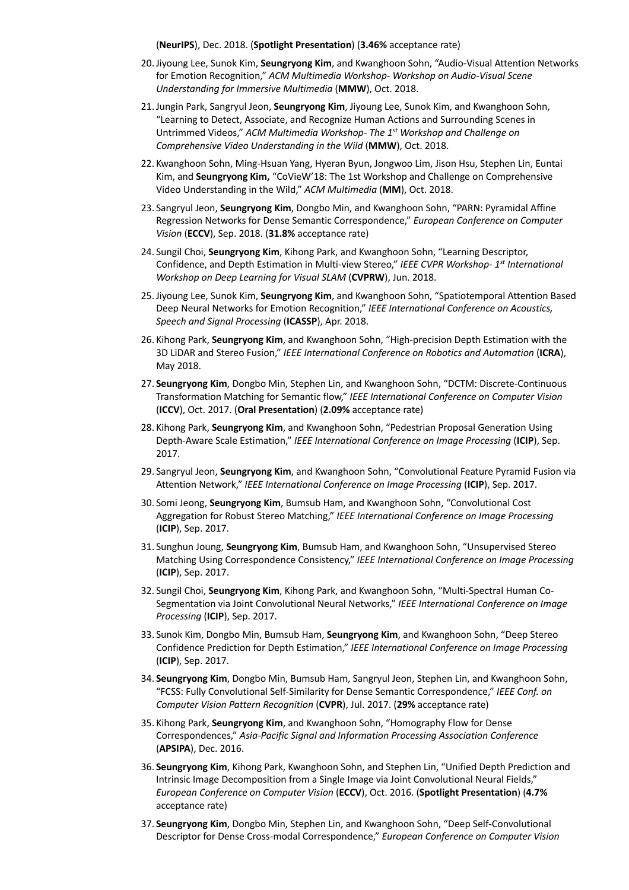(**NeurIPS**), Dec. 2018. (**Spotlight Presentation**) (**3.46%** acceptance rate)

20. Jiyoung Lee, Sunok Kim, **Seungryong Kim**, and Kwanghoon Sohn, "Audio-Visual Attention Networks for Emotion Recognition," *ACM Multimedia Workshop- Workshop on Audio-Visual Scene Understanding for Immersive Multimedia* (**MMW**), Oct. 2018.
21. Jungin Park, Sangryul Jeon, **Seungryong Kim**, Jiyoung Lee, Sunok Kim, and Kwanghoon Sohn, "Learning to Detect, Associate, and Recognize Human Actions and Surrounding Scenes in Untrimmed Videos," *ACM Multimedia Workshop- The 1st Workshop and Challenge on Comprehensive Video Understanding in the Wild* (**MMW**), Oct. 2018.
22. Kwanghoon Sohn, Ming-Hsuan Yang, Hyeran Byun, Jongwoo Lim, Jison Hsu, Stephen Lin, Euntai Kim, and **Seungryong Kim,** "CoVieW'18: The 1st Workshop and Challenge on Comprehensive Video Understanding in the Wild," *ACM Multimedia* (**MM**), Oct. 2018.
23. Sangryul Jeon, **Seungryong Kim**, Dongbo Min, and Kwanghoon Sohn, "PARN: Pyramidal Affine Regression Networks for Dense Semantic Correspondence," *European Conference on Computer Vision* (**ECCV**), Sep. 2018. (**31.8%** acceptance rate)
24. Sungil Choi, **Seungryong Kim**, Kihong Park, and Kwanghoon Sohn, "Learning Descriptor, Confidence, and Depth Estimation in Multi-view Stereo," *IEEE CVPR Workshop- 1st International Workshop on Deep Learning for Visual SLAM* (**CVPRW**), Jun. 2018.
25. Jiyoung Lee, Sunok Kim, **Seungryong Kim**, and Kwanghoon Sohn, "Spatiotemporal Attention Based Deep Neural Networks for Emotion Recognition," *IEEE International Conference on Acoustics, Speech and Signal Processing* (**ICASSP**), Apr. 2018.
26. Kihong Park, **Seungryong Kim**, and Kwanghoon Sohn, "High-precision Depth Estimation with the 3D LiDAR and Stereo Fusion," *IEEE International Conference on Robotics and Automation* (**ICRA**), May 2018.
27. **Seungryong Kim**, Dongbo Min, Stephen Lin, and Kwanghoon Sohn, "DCTM: Discrete-Continuous Transformation Matching for Semantic flow," *IEEE International Conference on Computer Vision* (**ICCV**), Oct. 2017. (**Oral Presentation**) (**2.09%** acceptance rate)
28. Kihong Park, **Seungryong Kim**, and Kwanghoon Sohn, "Pedestrian Proposal Generation Using Depth-Aware Scale Estimation," *IEEE International Conference on Image Processing* (**ICIP**), Sep. 2017.
29. Sangryul Jeon, **Seungryong Kim**, and Kwanghoon Sohn, "Convolutional Feature Pyramid Fusion via Attention Network," *IEEE International Conference on Image Processing* (**ICIP**), Sep. 2017.
30. Somi Jeong, **Seungryong Kim**, Bumsub Ham, and Kwanghoon Sohn, "Convolutional Cost Aggregation for Robust Stereo Matching," *IEEE International Conference on Image Processing* (**ICIP**), Sep. 2017.
31. Sunghun Joung, **Seungryong Kim**, Bumsub Ham, and Kwanghoon Sohn, "Unsupervised Stereo Matching Using Correspondence Consistency," *IEEE International Conference on Image Processing* (**ICIP**), Sep. 2017.
32. Sungil Choi, **Seungryong Kim**, Kihong Park, and Kwanghoon Sohn, "Multi-Spectral Human Co-Segmentation via Joint Convolutional Neural Networks," *IEEE International Conference on Image Processing* (**ICIP**), Sep. 2017.
33. Sunok Kim, Dongbo Min, Bumsub Ham, **Seungryong Kim**, and Kwanghoon Sohn, "Deep Stereo Confidence Prediction for Depth Estimation," *IEEE International Conference on Image Processing* (**ICIP**), Sep. 2017.
34. **Seungryong Kim**, Dongbo Min, Bumsub Ham, Sangryul Jeon, Stephen Lin, and Kwanghoon Sohn, "FCSS: Fully Convolutional Self-Similarity for Dense Semantic Correspondence," *IEEE Conf. on Computer Vision Pattern Recognition* (**CVPR**), Jul. 2017. (**29%** acceptance rate)
35. Kihong Park, **Seungryong Kim**, and Kwanghoon Sohn, "Homography Flow for Dense Correspondences," *Asia-Pacific Signal and Information Processing Association Conference* (**APSIPA**), Dec. 2016.
36. **Seungryong Kim**, Kihong Park, Kwanghoon Sohn, and Stephen Lin, "Unified Depth Prediction and Intrinsic Image Decomposition from a Single Image via Joint Convolutional Neural Fields," *European Conference on Computer Vision* (**ECCV**), Oct. 2016. (**Spotlight Presentation**) (**4.7%** acceptance rate)
37. **Seungryong Kim**, Dongbo Min, Stephen Lin, and Kwanghoon Sohn, "Deep Self-Convolutional Descriptor for Dense Cross-modal Correspondence," *European Conference on Computer Vision*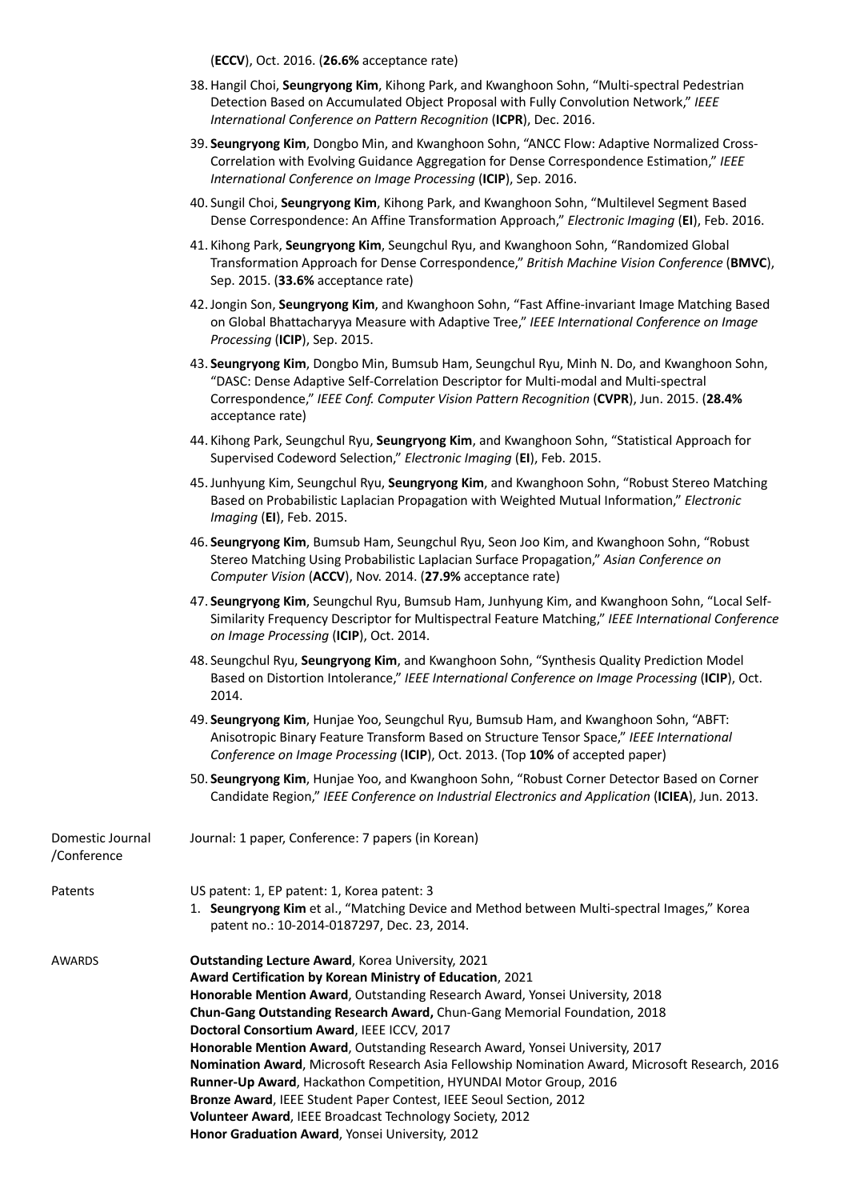(**ECCV**), Oct. 2016. (**26.6%** acceptance rate)

38. Hangil Choi, **Seungryong Kim**, Kihong Park, and Kwanghoon Sohn, "Multi-spectral Pedestrian Detection Based on Accumulated Object Proposal with Fully Convolution Network," *IEEE International Conference on Pattern Recognition* (**ICPR**), Dec. 2016.
39. **Seungryong Kim**, Dongbo Min, and Kwanghoon Sohn, "ANCC Flow: Adaptive Normalized Cross-Correlation with Evolving Guidance Aggregation for Dense Correspondence Estimation," *IEEE International Conference on Image Processing* (**ICIP**), Sep. 2016.
40. Sungil Choi, **Seungryong Kim**, Kihong Park, and Kwanghoon Sohn, "Multilevel Segment Based Dense Correspondence: An Affine Transformation Approach," *Electronic Imaging* (**EI**), Feb. 2016.
41. Kihong Park, **Seungryong Kim**, Seungchul Ryu, and Kwanghoon Sohn, "Randomized Global Transformation Approach for Dense Correspondence," *British Machine Vision Conference* (**BMVC**), Sep. 2015. (**33.6%** acceptance rate)
42. Jongin Son, **Seungryong Kim**, and Kwanghoon Sohn, "Fast Affine-invariant Image Matching Based on Global Bhattacharyya Measure with Adaptive Tree," *IEEE International Conference on Image Processing* (**ICIP**), Sep. 2015.
43. **Seungryong Kim**, Dongbo Min, Bumsub Ham, Seungchul Ryu, Minh N. Do, and Kwanghoon Sohn, "DASC: Dense Adaptive Self-Correlation Descriptor for Multi-modal and Multi-spectral Correspondence," *IEEE Conf. Computer Vision Pattern Recognition* (**CVPR**), Jun. 2015. (**28.4%** acceptance rate)
44. Kihong Park, Seungchul Ryu, **Seungryong Kim**, and Kwanghoon Sohn, "Statistical Approach for Supervised Codeword Selection," *Electronic Imaging* (**EI**), Feb. 2015.
45. Junhyung Kim, Seungchul Ryu, **Seungryong Kim**, and Kwanghoon Sohn, "Robust Stereo Matching Based on Probabilistic Laplacian Propagation with Weighted Mutual Information," *Electronic Imaging* (**EI**), Feb. 2015.
46. **Seungryong Kim**, Bumsub Ham, Seungchul Ryu, Seon Joo Kim, and Kwanghoon Sohn, "Robust Stereo Matching Using Probabilistic Laplacian Surface Propagation," *Asian Conference on Computer Vision* (**ACCV**), Nov. 2014. (**27.9%** acceptance rate)
47. **Seungryong Kim**, Seungchul Ryu, Bumsub Ham, Junhyung Kim, and Kwanghoon Sohn, "Local Self-Similarity Frequency Descriptor for Multispectral Feature Matching," *IEEE International Conference on Image Processing* (**ICIP**), Oct. 2014.
48. Seungchul Ryu, **Seungryong Kim**, and Kwanghoon Sohn, "Synthesis Quality Prediction Model Based on Distortion Intolerance," *IEEE International Conference on Image Processing* (**ICIP**), Oct. 2014.
49. **Seungryong Kim**, Hunjae Yoo, Seungchul Ryu, Bumsub Ham, and Kwanghoon Sohn, "ABFT: Anisotropic Binary Feature Transform Based on Structure Tensor Space," *IEEE International Conference on Image Processing* (**ICIP**), Oct. 2013. (Top **10%** of accepted paper)
50. **Seungryong Kim**, Hunjae Yoo, and Kwanghoon Sohn, "Robust Corner Detector Based on Corner Candidate Region," *IEEE Conference on Industrial Electronics and Application* (**ICIEA**), Jun. 2013.

Domestic Journal /Conference

Journal: 1 paper, Conference: 7 papers (in Korean)

Patents

US patent: 1, EP patent: 1, Korea patent: 3

1. **Seungryong Kim** et al., "Matching Device and Method between Multi-spectral Images," Korea patent no.: 10-2014-0187297, Dec. 23, 2014.

AWARDS

**Outstanding Lecture Award**, Korea University, 2021
**Award Certification by Korean Ministry of Education**, 2021
**Honorable Mention Award**, Outstanding Research Award, Yonsei University, 2018
**Chun-Gang Outstanding Research Award,** Chun-Gang Memorial Foundation, 2018
**Doctoral Consortium Award**, IEEE ICCV, 2017
**Honorable Mention Award**, Outstanding Research Award, Yonsei University, 2017
**Nomination Award**, Microsoft Research Asia Fellowship Nomination Award, Microsoft Research, 2016
**Runner-Up Award**, Hackathon Competition, HYUNDAI Motor Group, 2016
**Bronze Award**, IEEE Student Paper Contest, IEEE Seoul Section, 2012
**Volunteer Award**, IEEE Broadcast Technology Society, 2012
**Honor Graduation Award**, Yonsei University, 2012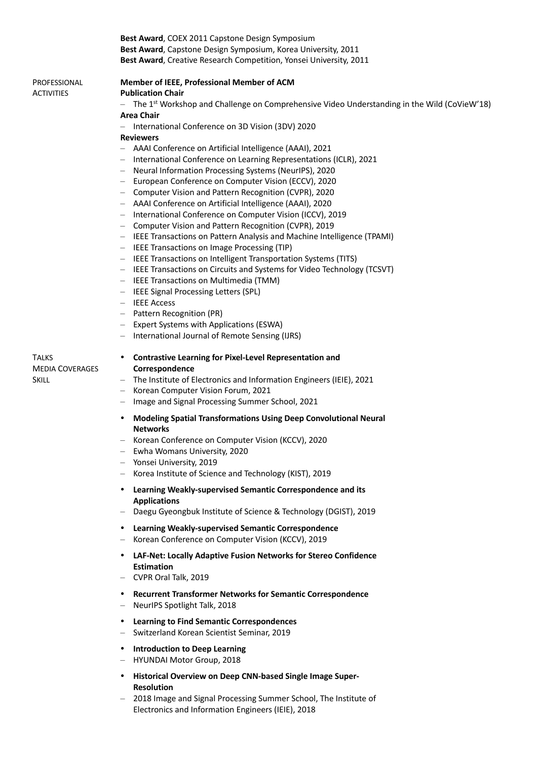**Best Award**, COEX 2011 Capstone Design Symposium
**Best Award**, Capstone Design Symposium, Korea University, 2011
**Best Award**, Creative Research Competition, Yonsei University, 2011

## PROFESSIONAL ACTIVITIES

**Member of IEEE, Professional Member of ACM**

**Publication Chair**

- The 1st Workshop and Challenge on Comprehensive Video Understanding in the Wild (CoVieW'18)

**Area Chair**

- International Conference on 3D Vision (3DV) 2020

**Reviewers**

- AAAI Conference on Artificial Intelligence (AAAI), 2021
- International Conference on Learning Representations (ICLR), 2021
- Neural Information Processing Systems (NeurIPS), 2020
- European Conference on Computer Vision (ECCV), 2020
- Computer Vision and Pattern Recognition (CVPR), 2020
- AAAI Conference on Artificial Intelligence (AAAI), 2020
- International Conference on Computer Vision (ICCV), 2019
- Computer Vision and Pattern Recognition (CVPR), 2019
- IEEE Transactions on Pattern Analysis and Machine Intelligence (TPAMI)
- IEEE Transactions on Image Processing (TIP)
- IEEE Transactions on Intelligent Transportation Systems (TITS)
- IEEE Transactions on Circuits and Systems for Video Technology (TCSVT)
- IEEE Transactions on Multimedia (TMM)
- IEEE Signal Processing Letters (SPL)
- IEEE Access
- Pattern Recognition (PR)
- Expert Systems with Applications (ESWA)
- International Journal of Remote Sensing (IJRS)

## TALKS
## MEDIA COVERAGES
## SKILL

- **Contrastive Learning for Pixel-Level Representation and Correspondence**
  - The Institute of Electronics and Information Engineers (IEIE), 2021
  - Korean Computer Vision Forum, 2021
  - Image and Signal Processing Summer School, 2021
- **Modeling Spatial Transformations Using Deep Convolutional Neural Networks**
  - Korean Conference on Computer Vision (KCCV), 2020
  - Ewha Womans University, 2020
  - Yonsei University, 2019
  - Korea Institute of Science and Technology (KIST), 2019
- **Learning Weakly-supervised Semantic Correspondence and its Applications**
  - Daegu Gyeongbuk Institute of Science & Technology (DGIST), 2019
- **Learning Weakly-supervised Semantic Correspondence**
  - Korean Conference on Computer Vision (KCCV), 2019
- **LAF-Net: Locally Adaptive Fusion Networks for Stereo Confidence Estimation**
  - CVPR Oral Talk, 2019
- **Recurrent Transformer Networks for Semantic Correspondence**
  - NeurIPS Spotlight Talk, 2018
- **Learning to Find Semantic Correspondences**
  - Switzerland Korean Scientist Seminar, 2019
- **Introduction to Deep Learning**
  - HYUNDAI Motor Group, 2018
- **Historical Overview on Deep CNN-based Single Image Super-Resolution**
  - 2018 Image and Signal Processing Summer School, The Institute of Electronics and Information Engineers (IEIE), 2018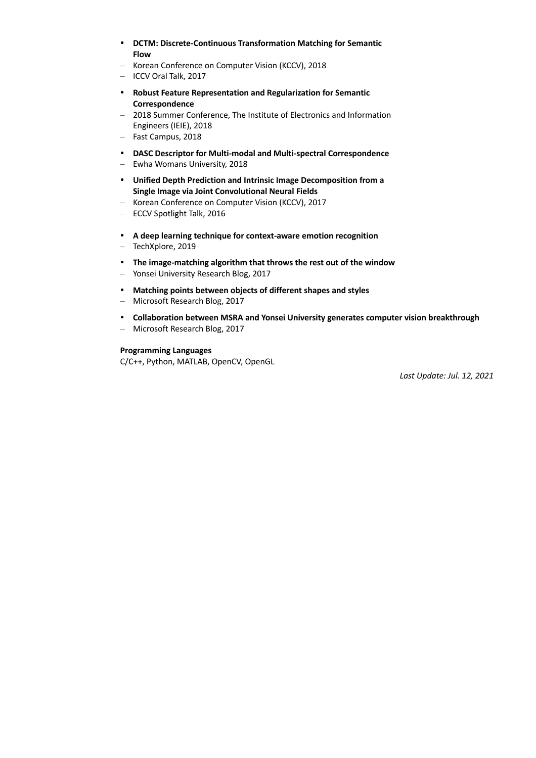- **DCTM: Discrete-Continuous Transformation Matching for Semantic Flow**
  - Korean Conference on Computer Vision (KCCV), 2018
  - ICCV Oral Talk, 2017
- **Robust Feature Representation and Regularization for Semantic Correspondence**
  - 2018 Summer Conference, The Institute of Electronics and Information Engineers (IEIE), 2018
  - Fast Campus, 2018
- **DASC Descriptor for Multi-modal and Multi-spectral Correspondence**
  - Ewha Womans University, 2018
- **Unified Depth Prediction and Intrinsic Image Decomposition from a Single Image via Joint Convolutional Neural Fields**
  - Korean Conference on Computer Vision (KCCV), 2017
  - ECCV Spotlight Talk, 2016

- **A deep learning technique for context-aware emotion recognition**
  - TechXplore, 2019
- **The image-matching algorithm that throws the rest out of the window**
  - Yonsei University Research Blog, 2017
- **Matching points between objects of different shapes and styles**
  - Microsoft Research Blog, 2017
- **Collaboration between MSRA and Yonsei University generates computer vision breakthrough**
  - Microsoft Research Blog, 2017

**Programming Languages**

C/C++, Python, MATLAB, OpenCV, OpenGL

*Last Update: Jul. 12, 2021*